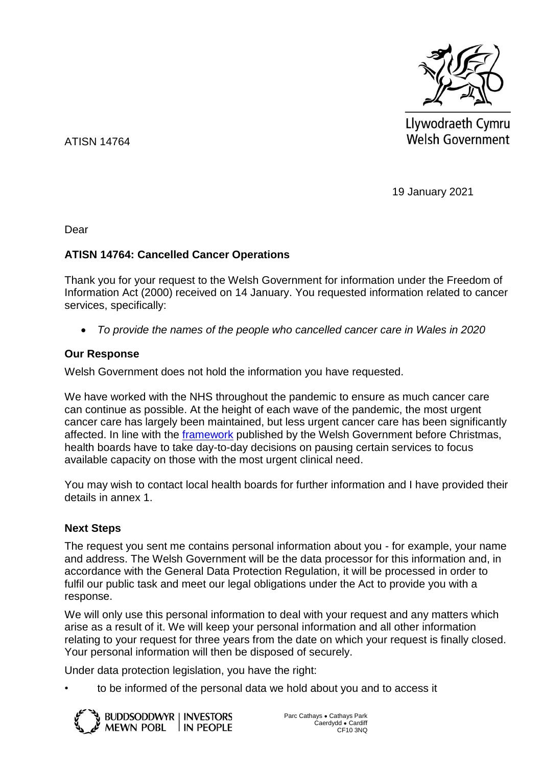Llywodraeth Cymru
Welsh Government

ATISN 14764

19 January 2021

Dear

**ATISN 14764: Cancelled Cancer Operations**

Thank you for your request to the Welsh Government for information under the Freedom of Information Act (2000) received on 14 January. You requested information related to cancer services, specifically:

- *To provide the names of the people who cancelled cancer care in Wales in 2020*

### Our Response

Welsh Government does not hold the information you have requested.

We have worked with the NHS throughout the pandemic to ensure as much cancer care can continue as possible. At the height of each wave of the pandemic, the most urgent cancer care has largely been maintained, but less urgent cancer care has been significantly affected. In line with the framework published by the Welsh Government before Christmas, health boards have to take day-to-day decisions on pausing certain services to focus available capacity on those with the most urgent clinical need.

You may wish to contact local health boards for further information and I have provided their details in annex 1.

### Next Steps

The request you sent me contains personal information about you - for example, your name and address. The Welsh Government will be the data processor for this information and, in accordance with the General Data Protection Regulation, it will be processed in order to fulfil our public task and meet our legal obligations under the Act to provide you with a response.

We will only use this personal information to deal with your request and any matters which arise as a result of it. We will keep your personal information and all other information relating to your request for three years from the date on which your request is finally closed. Your personal information will then be disposed of securely.

Under data protection legislation, you have the right:

- to be informed of the personal data we hold about you and to access it

BUDDSODDWYR MEWN POBL | INVESTORS IN PEOPLE

Parc Cathays • Cathays Park
Caerdydd • Cardiff
CF10 3NQ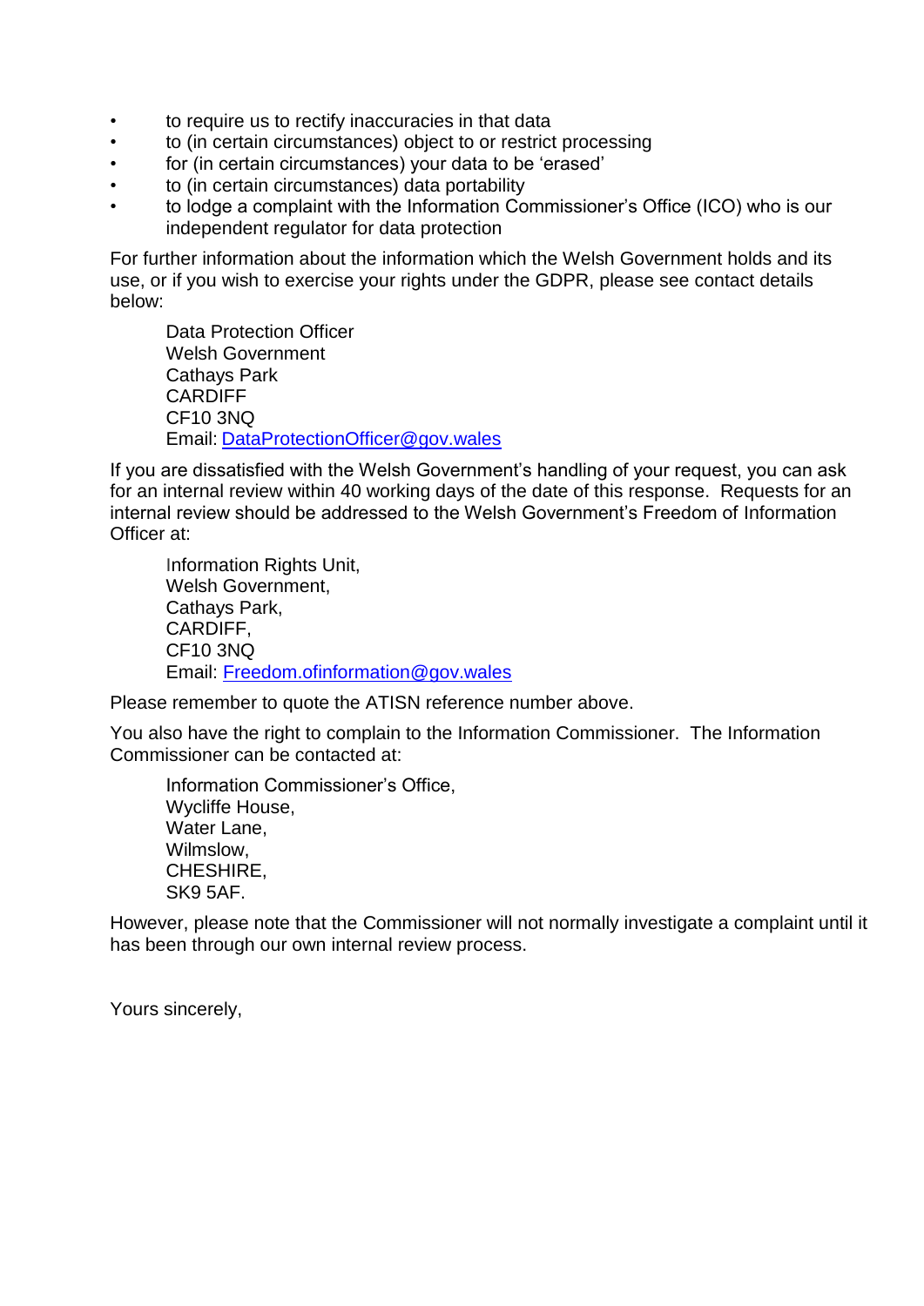- to require us to rectify inaccuracies in that data
- to (in certain circumstances) object to or restrict processing
- for (in certain circumstances) your data to be 'erased'
- to (in certain circumstances) data portability
- to lodge a complaint with the Information Commissioner's Office (ICO) who is our independent regulator for data protection

For further information about the information which the Welsh Government holds and its use, or if you wish to exercise your rights under the GDPR, please see contact details below:

> Data Protection Officer
> Welsh Government
> Cathays Park
> CARDIFF
> CF10 3NQ
> Email: [DataProtectionOfficer@gov.wales](mailto:DataProtectionOfficer@gov.wales)

If you are dissatisfied with the Welsh Government's handling of your request, you can ask for an internal review within 40 working days of the date of this response. Requests for an internal review should be addressed to the Welsh Government's Freedom of Information Officer at:

> Information Rights Unit,
> Welsh Government,
> Cathays Park,
> CARDIFF,
> CF10 3NQ
> Email: [Freedom.ofinformation@gov.wales](mailto:Freedom.ofinformation@gov.wales)

Please remember to quote the ATISN reference number above.

You also have the right to complain to the Information Commissioner. The Information Commissioner can be contacted at:

> Information Commissioner's Office,
> Wycliffe House,
> Water Lane,
> Wilmslow,
> CHESHIRE,
> SK9 5AF.

However, please note that the Commissioner will not normally investigate a complaint until it has been through our own internal review process.

Yours sincerely,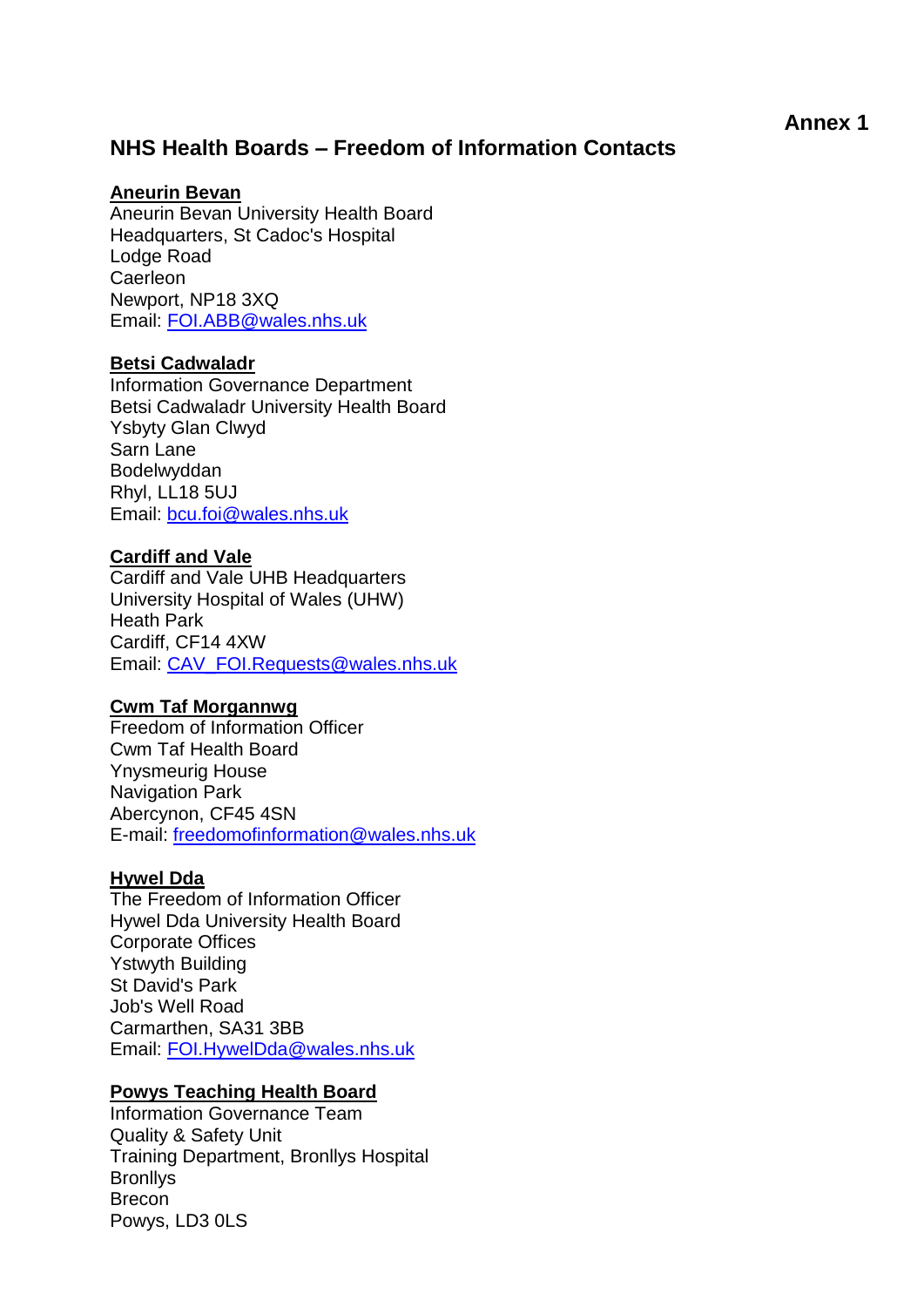**Annex 1**

## NHS Health Boards – Freedom of Information Contacts

**Aneurin Bevan**
Aneurin Bevan University Health Board
Headquarters, St Cadoc's Hospital
Lodge Road
Caerleon
Newport, NP18 3XQ
Email: FOI.ABB@wales.nhs.uk

**Betsi Cadwaladr**
Information Governance Department
Betsi Cadwaladr University Health Board
Ysbyty Glan Clwyd
Sarn Lane
Bodelwyddan
Rhyl, LL18 5UJ
Email: bcu.foi@wales.nhs.uk

**Cardiff and Vale**
Cardiff and Vale UHB Headquarters
University Hospital of Wales (UHW)
Heath Park
Cardiff, CF14 4XW
Email: CAV_FOI.Requests@wales.nhs.uk

**Cwm Taf Morgannwg**
Freedom of Information Officer
Cwm Taf Health Board
Ynysmeurig House
Navigation Park
Abercynon, CF45 4SN
E-mail: freedomofinformation@wales.nhs.uk

**Hywel Dda**
The Freedom of Information Officer
Hywel Dda University Health Board
Corporate Offices
Ystwyth Building
St David's Park
Job's Well Road
Carmarthen, SA31 3BB
Email: FOI.HywelDda@wales.nhs.uk

**Powys Teaching Health Board**
Information Governance Team
Quality & Safety Unit
Training Department, Bronllys Hospital
Bronllys
Brecon
Powys, LD3 0LS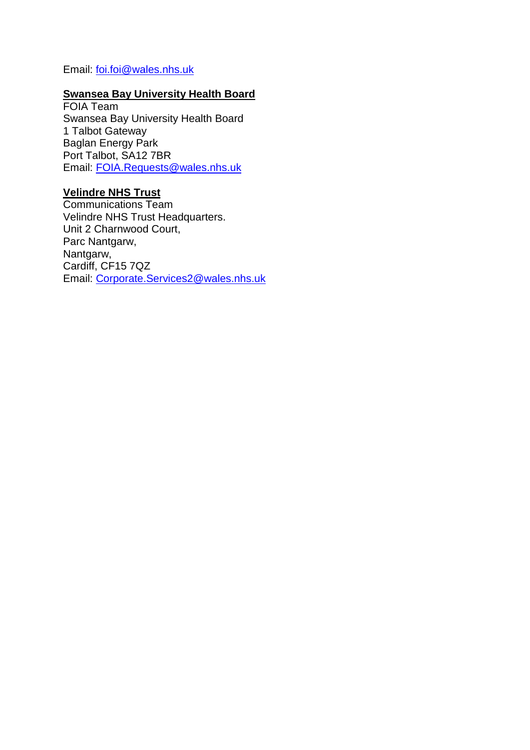Email: foi.foi@wales.nhs.uk

**Swansea Bay University Health Board**
FOIA Team
Swansea Bay University Health Board
1 Talbot Gateway
Baglan Energy Park
Port Talbot, SA12 7BR
Email: FOIA.Requests@wales.nhs.uk

**Velindre NHS Trust**
Communications Team
Velindre NHS Trust Headquarters.
Unit 2 Charnwood Court,
Parc Nantgarw,
Nantgarw,
Cardiff, CF15 7QZ
Email: Corporate.Services2@wales.nhs.uk